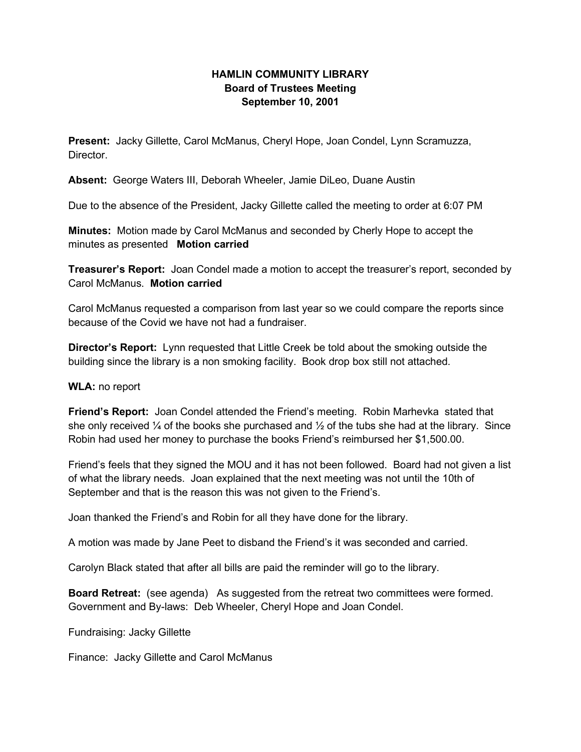**HAMLIN COMMUNITY LIBRARY**
**Board of Trustees Meeting**
**September 10, 2001**

**Present:** Jacky Gillette, Carol McManus, Cheryl Hope, Joan Condel, Lynn Scramuzza, Director.

**Absent:** George Waters III, Deborah Wheeler, Jamie DiLeo, Duane Austin

Due to the absence of the President, Jacky Gillette called the meeting to order at 6:07 PM

**Minutes:** Motion made by Carol McManus and seconded by Cherly Hope to accept the minutes as presented **Motion carried**

**Treasurer's Report:** Joan Condel made a motion to accept the treasurer's report, seconded by Carol McManus. **Motion carried**

Carol McManus requested a comparison from last year so we could compare the reports since because of the Covid we have not had a fundraiser.

**Director's Report:** Lynn requested that Little Creek be told about the smoking outside the building since the library is a non smoking facility. Book drop box still not attached.

**WLA:** no report

**Friend's Report:** Joan Condel attended the Friend's meeting. Robin Marhevka stated that she only received ¼ of the books she purchased and ½ of the tubs she had at the library. Since Robin had used her money to purchase the books Friend's reimbursed her $1,500.00.

Friend's feels that they signed the MOU and it has not been followed. Board had not given a list of what the library needs. Joan explained that the next meeting was not until the 10th of September and that is the reason this was not given to the Friend's.

Joan thanked the Friend's and Robin for all they have done for the library.

A motion was made by Jane Peet to disband the Friend's it was seconded and carried.

Carolyn Black stated that after all bills are paid the reminder will go to the library.

**Board Retreat:** (see agenda) As suggested from the retreat two committees were formed. Government and By-laws: Deb Wheeler, Cheryl Hope and Joan Condel.

Fundraising: Jacky Gillette

Finance: Jacky Gillette and Carol McManus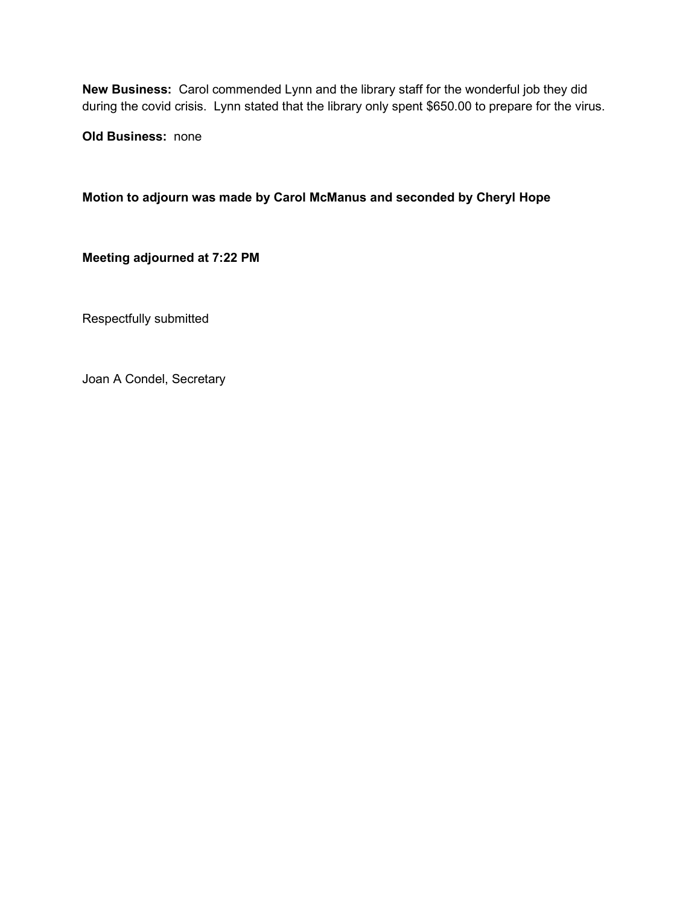**New Business:** Carol commended Lynn and the library staff for the wonderful job they did during the covid crisis. Lynn stated that the library only spent $650.00 to prepare for the virus.

**Old Business:** none

**Motion to adjourn was made by Carol McManus and seconded by Cheryl Hope**

**Meeting adjourned at 7:22 PM**

Respectfully submitted

Joan A Condel, Secretary